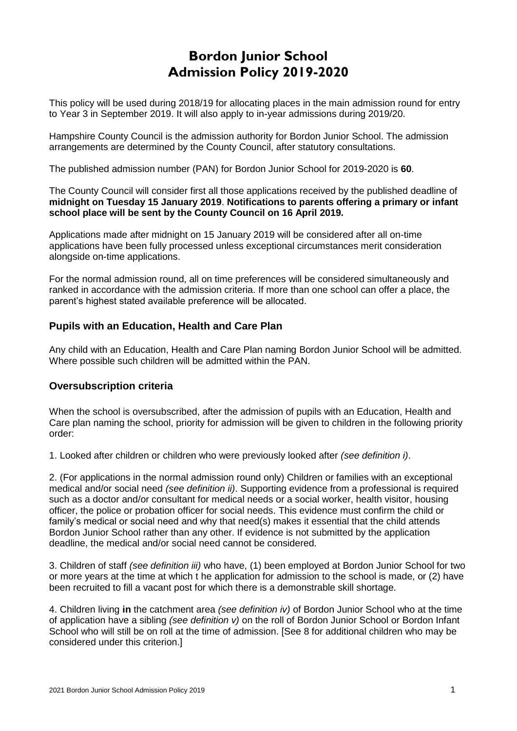# Bordon Junior School
# Admission Policy 2019-2020

This policy will be used during 2018/19 for allocating places in the main admission round for entry to Year 3 in September 2019. It will also apply to in-year admissions during 2019/20.

Hampshire County Council is the admission authority for Bordon Junior School. The admission arrangements are determined by the County Council, after statutory consultations.

The published admission number (PAN) for Bordon Junior School for 2019-2020 is **60**.

The County Council will consider first all those applications received by the published deadline of **midnight on Tuesday 15 January 2019**. **Notifications to parents offering a primary or infant school place will be sent by the County Council on 16 April 2019.**

Applications made after midnight on 15 January 2019 will be considered after all on-time applications have been fully processed unless exceptional circumstances merit consideration alongside on-time applications.

For the normal admission round, all on time preferences will be considered simultaneously and ranked in accordance with the admission criteria. If more than one school can offer a place, the parent's highest stated available preference will be allocated.

### Pupils with an Education, Health and Care Plan

Any child with an Education, Health and Care Plan naming Bordon Junior School will be admitted. Where possible such children will be admitted within the PAN.

### Oversubscription criteria

When the school is oversubscribed, after the admission of pupils with an Education, Health and Care plan naming the school, priority for admission will be given to children in the following priority order:

1. Looked after children or children who were previously looked after *(see definition i)*.

2. (For applications in the normal admission round only) Children or families with an exceptional medical and/or social need *(see definition ii)*. Supporting evidence from a professional is required such as a doctor and/or consultant for medical needs or a social worker, health visitor, housing officer, the police or probation officer for social needs. This evidence must confirm the child or family's medical or social need and why that need(s) makes it essential that the child attends Bordon Junior School rather than any other. If evidence is not submitted by the application deadline, the medical and/or social need cannot be considered.

3. Children of staff *(see definition iii)* who have, (1) been employed at Bordon Junior School for two or more years at the time at which t he application for admission to the school is made, or (2) have been recruited to fill a vacant post for which there is a demonstrable skill shortage.

4. Children living **in** the catchment area *(see definition iv)* of Bordon Junior School who at the time of application have a sibling *(see definition v)* on the roll of Bordon Junior School or Bordon Infant School who will still be on roll at the time of admission. [See 8 for additional children who may be considered under this criterion.]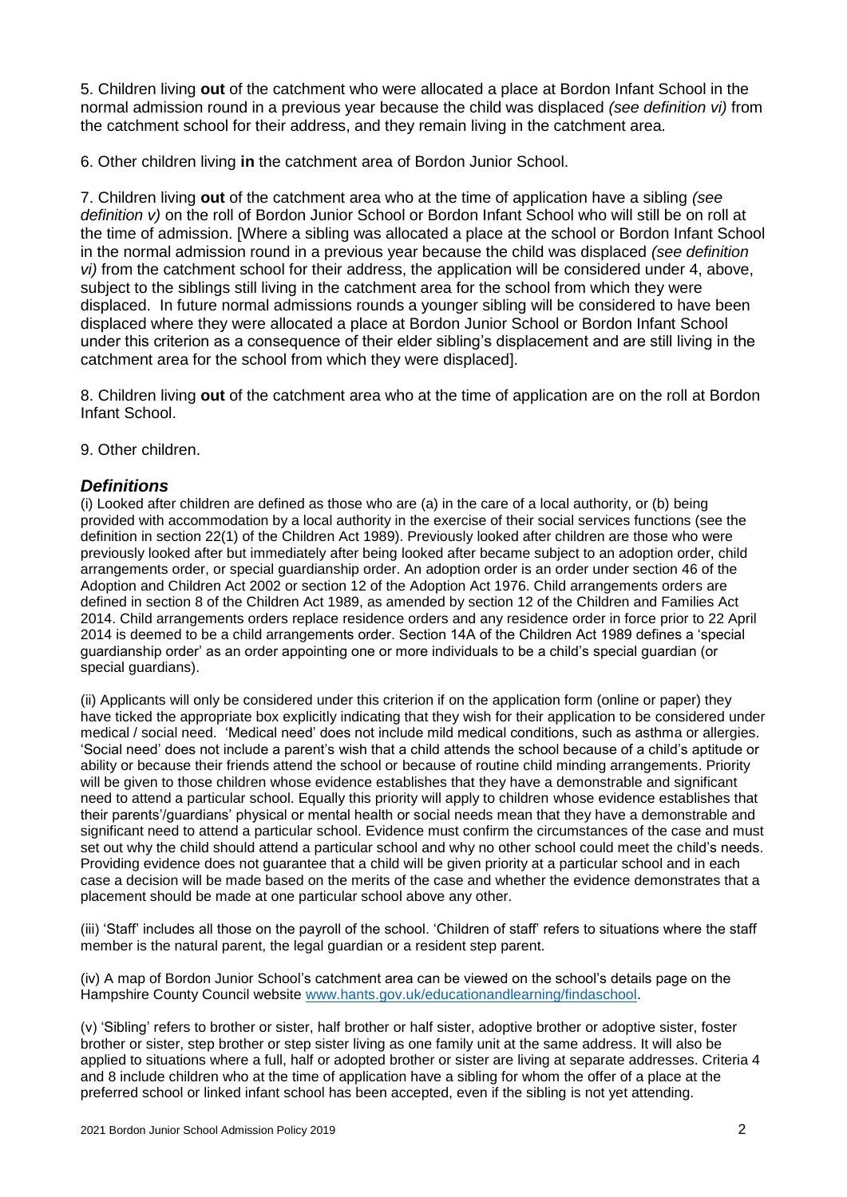5. Children living **out** of the catchment who were allocated a place at Bordon Infant School in the normal admission round in a previous year because the child was displaced *(see definition vi)* from the catchment school for their address, and they remain living in the catchment area.

6. Other children living **in** the catchment area of Bordon Junior School.

7. Children living **out** of the catchment area who at the time of application have a sibling *(see definition v)* on the roll of Bordon Junior School or Bordon Infant School who will still be on roll at the time of admission. [Where a sibling was allocated a place at the school or Bordon Infant School in the normal admission round in a previous year because the child was displaced *(see definition vi)* from the catchment school for their address, the application will be considered under 4, above, subject to the siblings still living in the catchment area for the school from which they were displaced. In future normal admissions rounds a younger sibling will be considered to have been displaced where they were allocated a place at Bordon Junior School or Bordon Infant School under this criterion as a consequence of their elder sibling's displacement and are still living in the catchment area for the school from which they were displaced].

8. Children living **out** of the catchment area who at the time of application are on the roll at Bordon Infant School.

9. Other children.

## *Definitions*

(i) Looked after children are defined as those who are (a) in the care of a local authority, or (b) being provided with accommodation by a local authority in the exercise of their social services functions (see the definition in section 22(1) of the Children Act 1989). Previously looked after children are those who were previously looked after but immediately after being looked after became subject to an adoption order, child arrangements order, or special guardianship order. An adoption order is an order under section 46 of the Adoption and Children Act 2002 or section 12 of the Adoption Act 1976. Child arrangements orders are defined in section 8 of the Children Act 1989, as amended by section 12 of the Children and Families Act 2014. Child arrangements orders replace residence orders and any residence order in force prior to 22 April 2014 is deemed to be a child arrangements order. Section 14A of the Children Act 1989 defines a 'special guardianship order' as an order appointing one or more individuals to be a child's special guardian (or special guardians).

(ii) Applicants will only be considered under this criterion if on the application form (online or paper) they have ticked the appropriate box explicitly indicating that they wish for their application to be considered under medical / social need. 'Medical need' does not include mild medical conditions, such as asthma or allergies. 'Social need' does not include a parent's wish that a child attends the school because of a child's aptitude or ability or because their friends attend the school or because of routine child minding arrangements. Priority will be given to those children whose evidence establishes that they have a demonstrable and significant need to attend a particular school. Equally this priority will apply to children whose evidence establishes that their parents'/guardians' physical or mental health or social needs mean that they have a demonstrable and significant need to attend a particular school. Evidence must confirm the circumstances of the case and must set out why the child should attend a particular school and why no other school could meet the child's needs. Providing evidence does not guarantee that a child will be given priority at a particular school and in each case a decision will be made based on the merits of the case and whether the evidence demonstrates that a placement should be made at one particular school above any other.

(iii) 'Staff' includes all those on the payroll of the school. 'Children of staff' refers to situations where the staff member is the natural parent, the legal guardian or a resident step parent.

(iv) A map of Bordon Junior School's catchment area can be viewed on the school's details page on the Hampshire County Council website [www.hants.gov.uk/educationandlearning/findaschool](www.hants.gov.uk/educationandlearning/findaschool).

(v) 'Sibling' refers to brother or sister, half brother or half sister, adoptive brother or adoptive sister, foster brother or sister, step brother or step sister living as one family unit at the same address. It will also be applied to situations where a full, half or adopted brother or sister are living at separate addresses. Criteria 4 and 8 include children who at the time of application have a sibling for whom the offer of a place at the preferred school or linked infant school has been accepted, even if the sibling is not yet attending.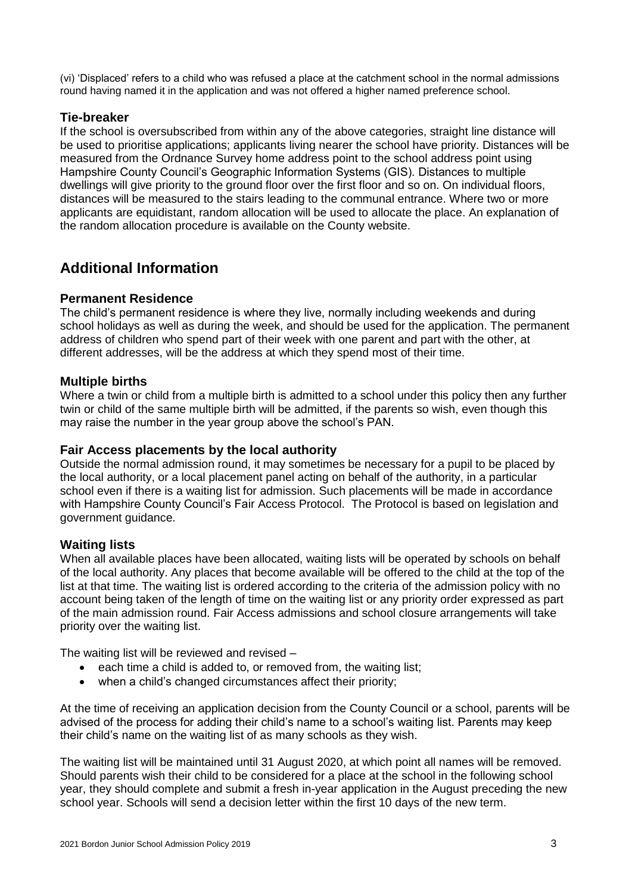(vi) 'Displaced' refers to a child who was refused a place at the catchment school in the normal admissions round having named it in the application and was not offered a higher named preference school.

### Tie-breaker

If the school is oversubscribed from within any of the above categories, straight line distance will be used to prioritise applications; applicants living nearer the school have priority. Distances will be measured from the Ordnance Survey home address point to the school address point using Hampshire County Council's Geographic Information Systems (GIS). Distances to multiple dwellings will give priority to the ground floor over the first floor and so on. On individual floors, distances will be measured to the stairs leading to the communal entrance. Where two or more applicants are equidistant, random allocation will be used to allocate the place. An explanation of the random allocation procedure is available on the County website.

## Additional Information

### Permanent Residence

The child's permanent residence is where they live, normally including weekends and during school holidays as well as during the week, and should be used for the application. The permanent address of children who spend part of their week with one parent and part with the other, at different addresses, will be the address at which they spend most of their time.

### Multiple births

Where a twin or child from a multiple birth is admitted to a school under this policy then any further twin or child of the same multiple birth will be admitted, if the parents so wish, even though this may raise the number in the year group above the school's PAN.

### Fair Access placements by the local authority

Outside the normal admission round, it may sometimes be necessary for a pupil to be placed by the local authority, or a local placement panel acting on behalf of the authority, in a particular school even if there is a waiting list for admission. Such placements will be made in accordance with Hampshire County Council's Fair Access Protocol. The Protocol is based on legislation and government guidance.

### Waiting lists

When all available places have been allocated, waiting lists will be operated by schools on behalf of the local authority. Any places that become available will be offered to the child at the top of the list at that time. The waiting list is ordered according to the criteria of the admission policy with no account being taken of the length of time on the waiting list or any priority order expressed as part of the main admission round. Fair Access admissions and school closure arrangements will take priority over the waiting list.

The waiting list will be reviewed and revised –

- each time a child is added to, or removed from, the waiting list;
- when a child's changed circumstances affect their priority;

At the time of receiving an application decision from the County Council or a school, parents will be advised of the process for adding their child's name to a school's waiting list. Parents may keep their child's name on the waiting list of as many schools as they wish.

The waiting list will be maintained until 31 August 2020, at which point all names will be removed. Should parents wish their child to be considered for a place at the school in the following school year, they should complete and submit a fresh in-year application in the August preceding the new school year. Schools will send a decision letter within the first 10 days of the new term.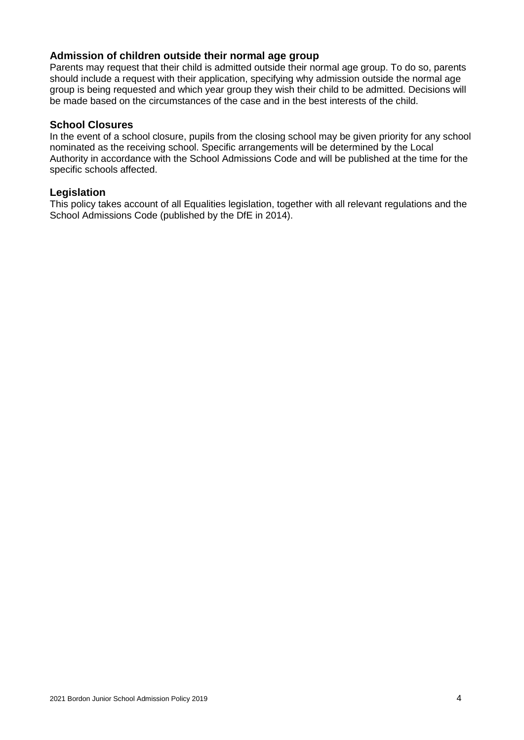### Admission of children outside their normal age group

Parents may request that their child is admitted outside their normal age group. To do so, parents should include a request with their application, specifying why admission outside the normal age group is being requested and which year group they wish their child to be admitted. Decisions will be made based on the circumstances of the case and in the best interests of the child.

### School Closures

In the event of a school closure, pupils from the closing school may be given priority for any school nominated as the receiving school. Specific arrangements will be determined by the Local Authority in accordance with the School Admissions Code and will be published at the time for the specific schools affected.

### Legislation

This policy takes account of all Equalities legislation, together with all relevant regulations and the School Admissions Code (published by the DfE in 2014).